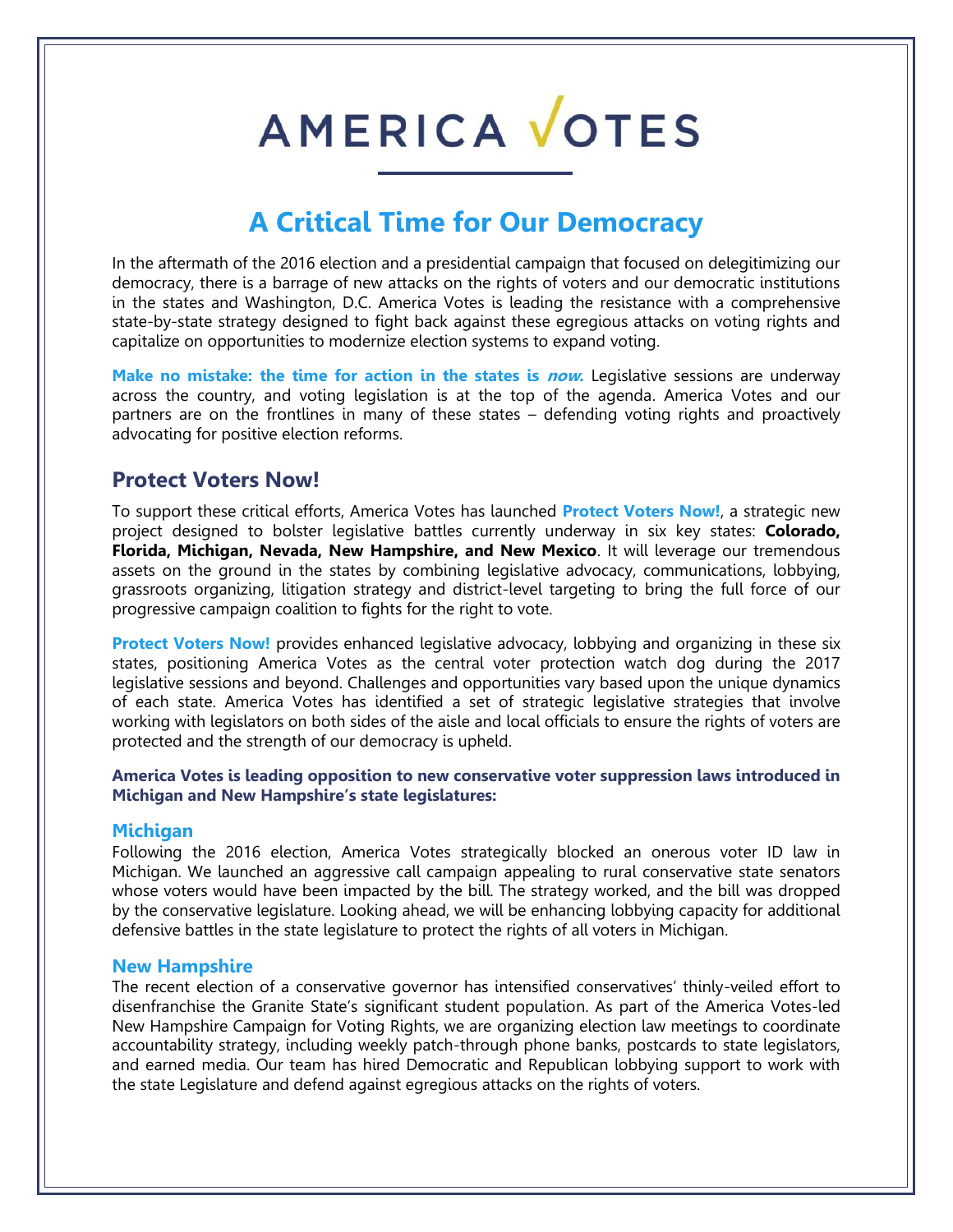# AMERICA VOTES

## A Critical Time for Our Democracy

In the aftermath of the 2016 election and a presidential campaign that focused on delegitimizing our democracy, there is a barrage of new attacks on the rights of voters and our democratic institutions in the states and Washington, D.C. America Votes is leading the resistance with a comprehensive state-by-state strategy designed to fight back against these egregious attacks on voting rights and capitalize on opportunities to modernize election systems to expand voting.

**Make no mistake: the time for action in the states is *now*.** Legislative sessions are underway across the country, and voting legislation is at the top of the agenda. America Votes and our partners are on the frontlines in many of these states – defending voting rights and proactively advocating for positive election reforms.

## Protect Voters Now!

To support these critical efforts, America Votes has launched **Protect Voters Now!**, a strategic new project designed to bolster legislative battles currently underway in six key states: **Colorado, Florida, Michigan, Nevada, New Hampshire, and New Mexico**. It will leverage our tremendous assets on the ground in the states by combining legislative advocacy, communications, lobbying, grassroots organizing, litigation strategy and district-level targeting to bring the full force of our progressive campaign coalition to fights for the right to vote.

**Protect Voters Now!** provides enhanced legislative advocacy, lobbying and organizing in these six states, positioning America Votes as the central voter protection watch dog during the 2017 legislative sessions and beyond. Challenges and opportunities vary based upon the unique dynamics of each state. America Votes has identified a set of strategic legislative strategies that involve working with legislators on both sides of the aisle and local officials to ensure the rights of voters are protected and the strength of our democracy is upheld.

**America Votes is leading opposition to new conservative voter suppression laws introduced in Michigan and New Hampshire's state legislatures:**

### Michigan

Following the 2016 election, America Votes strategically blocked an onerous voter ID law in Michigan. We launched an aggressive call campaign appealing to rural conservative state senators whose voters would have been impacted by the bill. The strategy worked, and the bill was dropped by the conservative legislature. Looking ahead, we will be enhancing lobbying capacity for additional defensive battles in the state legislature to protect the rights of all voters in Michigan.

### New Hampshire

The recent election of a conservative governor has intensified conservatives' thinly-veiled effort to disenfranchise the Granite State's significant student population. As part of the America Votes-led New Hampshire Campaign for Voting Rights, we are organizing election law meetings to coordinate accountability strategy, including weekly patch-through phone banks, postcards to state legislators, and earned media. Our team has hired Democratic and Republican lobbying support to work with the state Legislature and defend against egregious attacks on the rights of voters.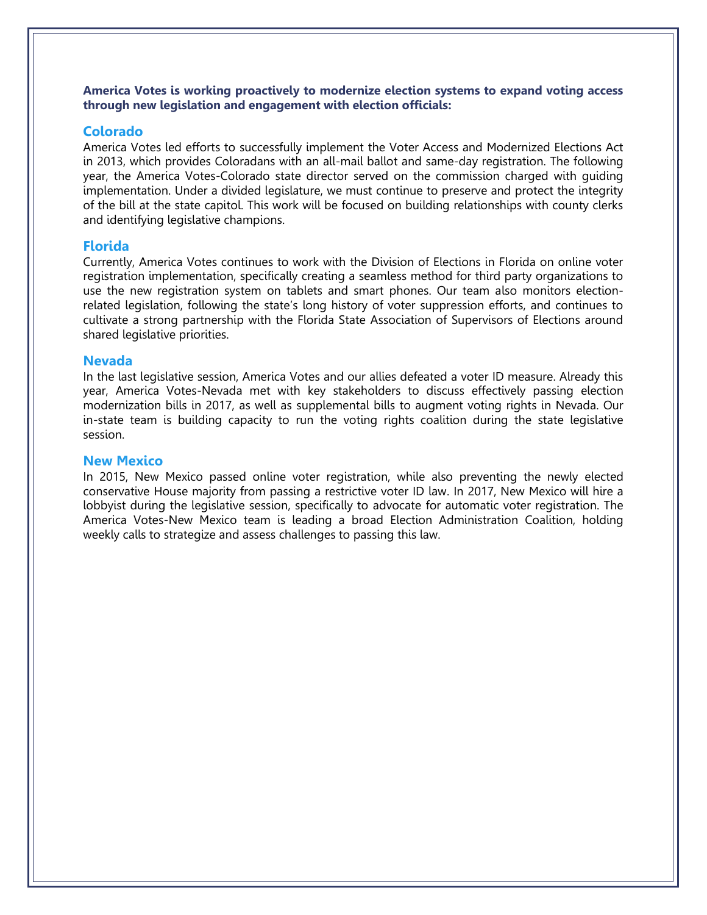**America Votes is working proactively to modernize election systems to expand voting access through new legislation and engagement with election officials:**

## Colorado

America Votes led efforts to successfully implement the Voter Access and Modernized Elections Act in 2013, which provides Coloradans with an all-mail ballot and same-day registration. The following year, the America Votes-Colorado state director served on the commission charged with guiding implementation. Under a divided legislature, we must continue to preserve and protect the integrity of the bill at the state capitol. This work will be focused on building relationships with county clerks and identifying legislative champions.

## Florida

Currently, America Votes continues to work with the Division of Elections in Florida on online voter registration implementation, specifically creating a seamless method for third party organizations to use the new registration system on tablets and smart phones. Our team also monitors election-related legislation, following the state's long history of voter suppression efforts, and continues to cultivate a strong partnership with the Florida State Association of Supervisors of Elections around shared legislative priorities.

## Nevada

In the last legislative session, America Votes and our allies defeated a voter ID measure. Already this year, America Votes-Nevada met with key stakeholders to discuss effectively passing election modernization bills in 2017, as well as supplemental bills to augment voting rights in Nevada. Our in-state team is building capacity to run the voting rights coalition during the state legislative session.

## New Mexico

In 2015, New Mexico passed online voter registration, while also preventing the newly elected conservative House majority from passing a restrictive voter ID law. In 2017, New Mexico will hire a lobbyist during the legislative session, specifically to advocate for automatic voter registration. The America Votes-New Mexico team is leading a broad Election Administration Coalition, holding weekly calls to strategize and assess challenges to passing this law.